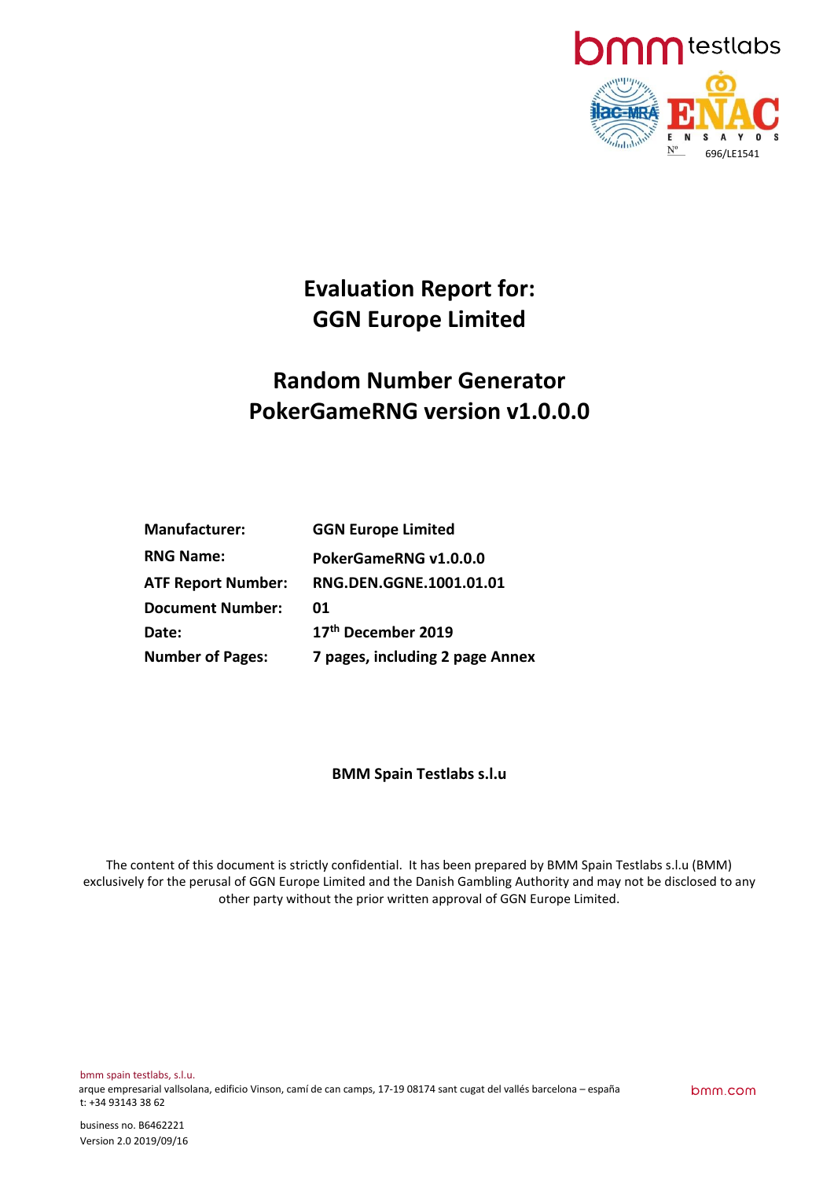# Evaluation Report for: GGN Europe Limited

## Random Number Generator PokerGameRNG version v1.0.0.0

| | |
|---|---|
| **Manufacturer:** | **GGN Europe Limited** |
| **RNG Name:** | **PokerGameRNG v1.0.0.0** |
| **ATF Report Number:** | **RNG.DEN.GGNE.1001.01.01** |
| **Document Number:** | **01** |
| **Date:** | **17th December 2019** |
| **Number of Pages:** | **7 pages, including 2 page Annex** |

**BMM Spain Testlabs s.l.u**

The content of this document is strictly confidential. It has been prepared by BMM Spain Testlabs s.l.u (BMM) exclusively for the perusal of GGN Europe Limited and the Danish Gambling Authority and may not be disclosed to any other party without the prior written approval of GGN Europe Limited.

bmm spain testlabs, s.l.u.
arque empresarial vallsolana, edificio Vinson, camí de can camps, 17-19 08174 sant cugat del vallés barcelona – españa
t: +34 93143 38 62

business no. B6462221
Version 2.0 2019/09/16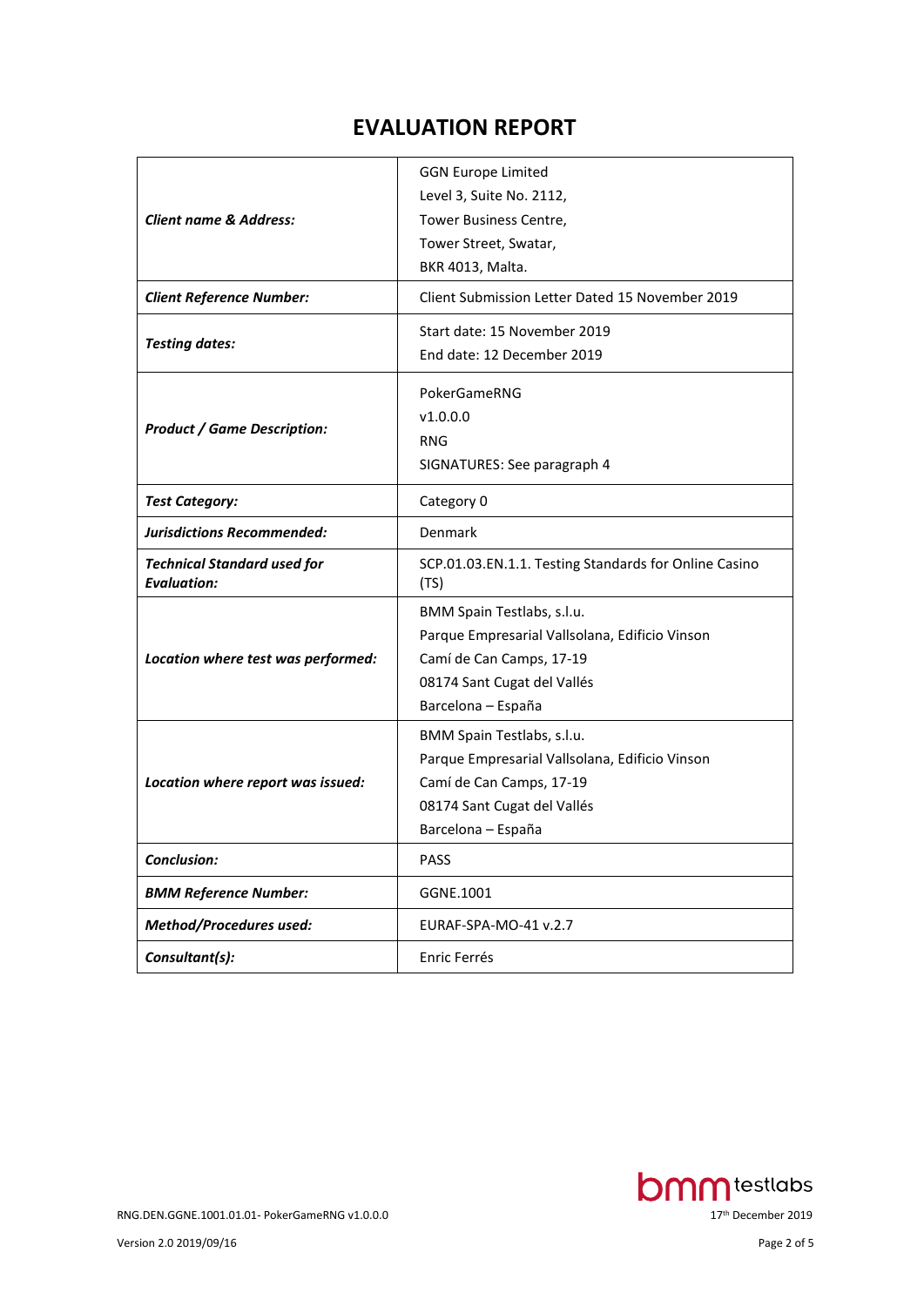# EVALUATION REPORT

| | |
|---|---|
| ***Client name & Address:*** | GGN Europe Limited<br>Level 3, Suite No. 2112,<br>Tower Business Centre,<br>Tower Street, Swatar,<br>BKR 4013, Malta. |
| ***Client Reference Number:*** | Client Submission Letter Dated 15 November 2019 |
| ***Testing dates:*** | Start date: 15 November 2019<br>End date: 12 December 2019 |
| ***Product / Game Description:*** | PokerGameRNG<br>v1.0.0.0<br>RNG<br>SIGNATURES: See paragraph 4 |
| ***Test Category:*** | Category 0 |
| ***Jurisdictions Recommended:*** | Denmark |
| ***Technical Standard used for Evaluation:*** | SCP.01.03.EN.1.1. Testing Standards for Online Casino (TS) |
| ***Location where test was performed:*** | BMM Spain Testlabs, s.l.u.<br>Parque Empresarial Vallsolana, Edificio Vinson<br>Camí de Can Camps, 17-19<br>08174 Sant Cugat del Vallés<br>Barcelona – España |
| ***Location where report was issued:*** | BMM Spain Testlabs, s.l.u.<br>Parque Empresarial Vallsolana, Edificio Vinson<br>Camí de Can Camps, 17-19<br>08174 Sant Cugat del Vallés<br>Barcelona – España |
| ***Conclusion:*** | PASS |
| ***BMM Reference Number:*** | GGNE.1001 |
| ***Method/Procedures used:*** | EURAF-SPA-MO-41 v.2.7 |
| ***Consultant(s):*** | Enric Ferrés |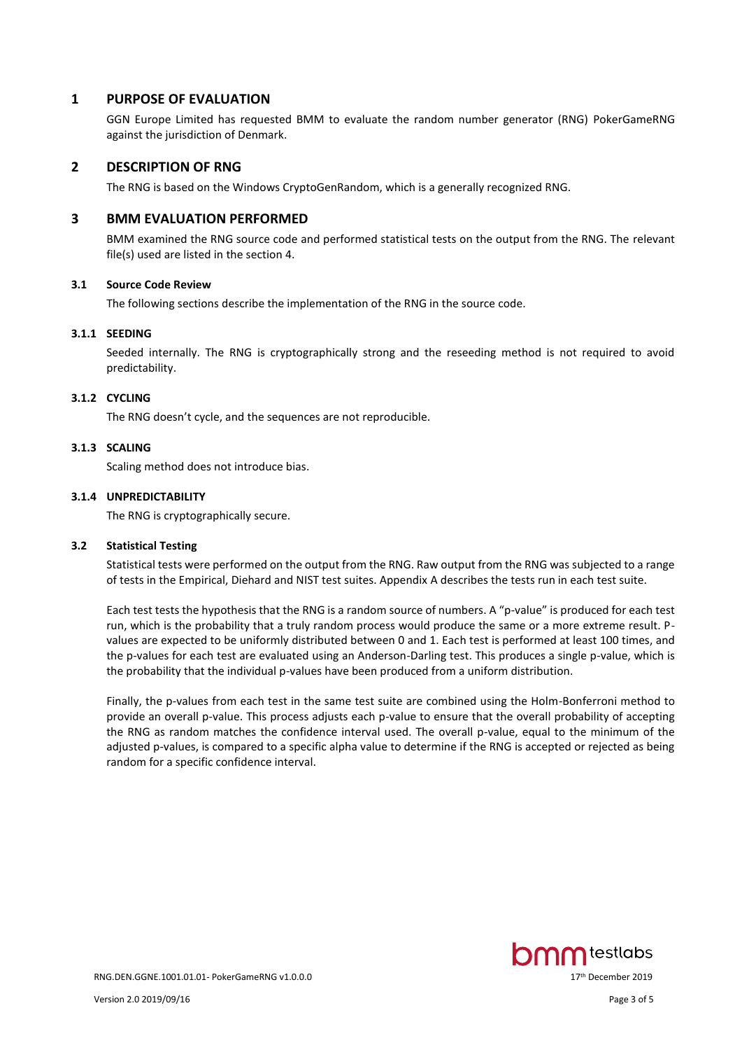# 1 PURPOSE OF EVALUATION

GGN Europe Limited has requested BMM to evaluate the random number generator (RNG) PokerGameRNG against the jurisdiction of Denmark.

# 2 DESCRIPTION OF RNG

The RNG is based on the Windows CryptoGenRandom, which is a generally recognized RNG.

# 3 BMM EVALUATION PERFORMED

BMM examined the RNG source code and performed statistical tests on the output from the RNG. The relevant file(s) used are listed in the section 4.

## 3.1 Source Code Review

The following sections describe the implementation of the RNG in the source code.

### 3.1.1 SEEDING

Seeded internally. The RNG is cryptographically strong and the reseeding method is not required to avoid predictability.

### 3.1.2 CYCLING

The RNG doesn't cycle, and the sequences are not reproducible.

### 3.1.3 SCALING

Scaling method does not introduce bias.

### 3.1.4 UNPREDICTABILITY

The RNG is cryptographically secure.

## 3.2 Statistical Testing

Statistical tests were performed on the output from the RNG. Raw output from the RNG was subjected to a range of tests in the Empirical, Diehard and NIST test suites. Appendix A describes the tests run in each test suite.

Each test tests the hypothesis that the RNG is a random source of numbers. A "p-value" is produced for each test run, which is the probability that a truly random process would produce the same or a more extreme result. P-values are expected to be uniformly distributed between 0 and 1. Each test is performed at least 100 times, and the p-values for each test are evaluated using an Anderson-Darling test. This produces a single p-value, which is the probability that the individual p-values have been produced from a uniform distribution.

Finally, the p-values from each test in the same test suite are combined using the Holm-Bonferroni method to provide an overall p-value. This process adjusts each p-value to ensure that the overall probability of accepting the RNG as random matches the confidence interval used. The overall p-value, equal to the minimum of the adjusted p-values, is compared to a specific alpha value to determine if the RNG is accepted or rejected as being random for a specific confidence interval.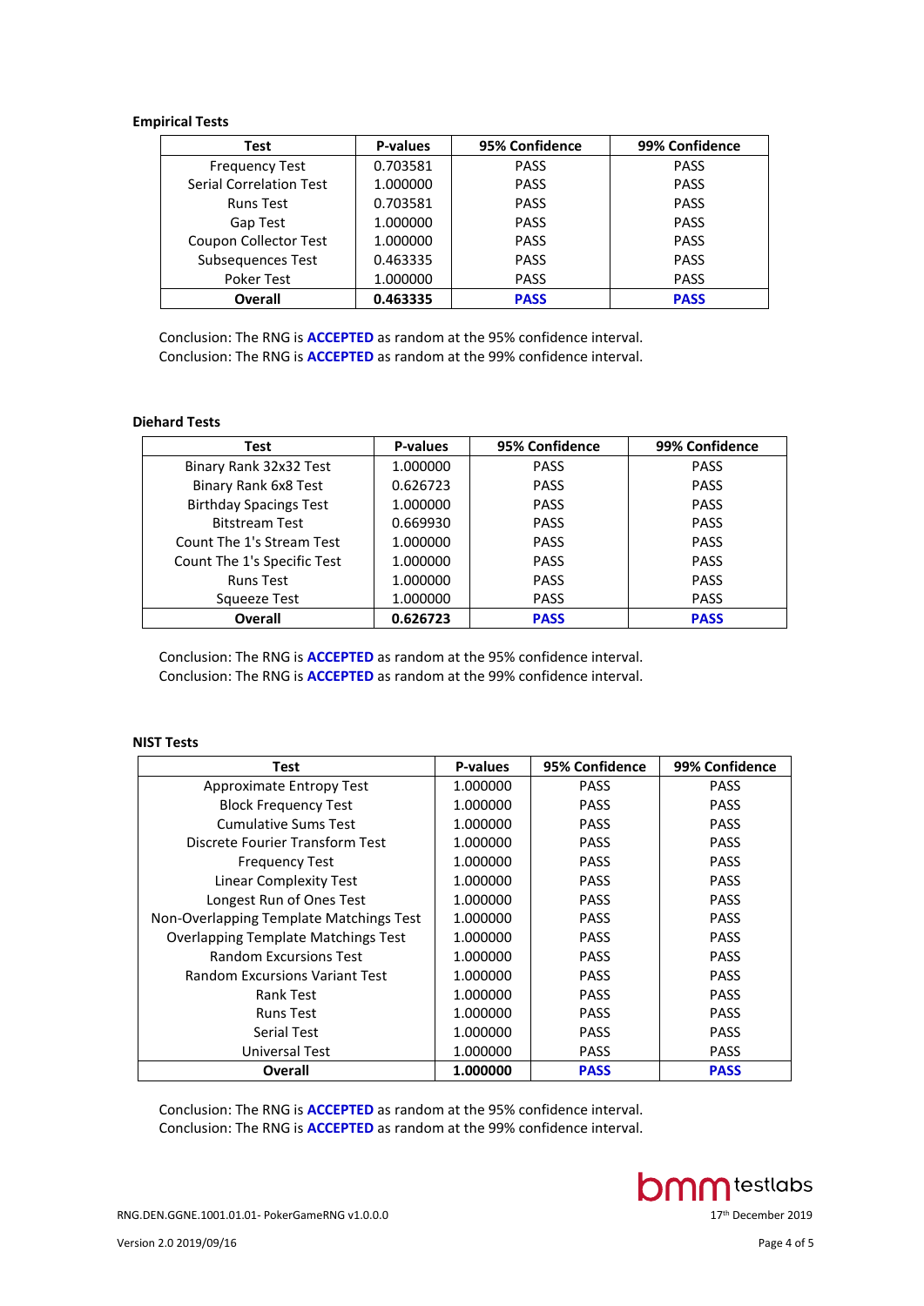**Empirical Tests**

| Test | P-values | 95% Confidence | 99% Confidence |
|---|---|---|---|
| Frequency Test | 0.703581 | PASS | PASS |
| Serial Correlation Test | 1.000000 | PASS | PASS |
| Runs Test | 0.703581 | PASS | PASS |
| Gap Test | 1.000000 | PASS | PASS |
| Coupon Collector Test | 1.000000 | PASS | PASS |
| Subsequences Test | 0.463335 | PASS | PASS |
| Poker Test | 1.000000 | PASS | PASS |
| **Overall** | **0.463335** | **PASS** | **PASS** |

Conclusion: The RNG is **ACCEPTED** as random at the 95% confidence interval.
Conclusion: The RNG is **ACCEPTED** as random at the 99% confidence interval.

**Diehard Tests**

| Test | P-values | 95% Confidence | 99% Confidence |
|---|---|---|---|
| Binary Rank 32x32 Test | 1.000000 | PASS | PASS |
| Binary Rank 6x8 Test | 0.626723 | PASS | PASS |
| Birthday Spacings Test | 1.000000 | PASS | PASS |
| Bitstream Test | 0.669930 | PASS | PASS |
| Count The 1's Stream Test | 1.000000 | PASS | PASS |
| Count The 1's Specific Test | 1.000000 | PASS | PASS |
| Runs Test | 1.000000 | PASS | PASS |
| Squeeze Test | 1.000000 | PASS | PASS |
| **Overall** | **0.626723** | **PASS** | **PASS** |

Conclusion: The RNG is **ACCEPTED** as random at the 95% confidence interval.
Conclusion: The RNG is **ACCEPTED** as random at the 99% confidence interval.

**NIST Tests**

| Test | P-values | 95% Confidence | 99% Confidence |
|---|---|---|---|
| Approximate Entropy Test | 1.000000 | PASS | PASS |
| Block Frequency Test | 1.000000 | PASS | PASS |
| Cumulative Sums Test | 1.000000 | PASS | PASS |
| Discrete Fourier Transform Test | 1.000000 | PASS | PASS |
| Frequency Test | 1.000000 | PASS | PASS |
| Linear Complexity Test | 1.000000 | PASS | PASS |
| Longest Run of Ones Test | 1.000000 | PASS | PASS |
| Non-Overlapping Template Matchings Test | 1.000000 | PASS | PASS |
| Overlapping Template Matchings Test | 1.000000 | PASS | PASS |
| Random Excursions Test | 1.000000 | PASS | PASS |
| Random Excursions Variant Test | 1.000000 | PASS | PASS |
| Rank Test | 1.000000 | PASS | PASS |
| Runs Test | 1.000000 | PASS | PASS |
| Serial Test | 1.000000 | PASS | PASS |
| Universal Test | 1.000000 | PASS | PASS |
| **Overall** | **1.000000** | **PASS** | **PASS** |

Conclusion: The RNG is **ACCEPTED** as random at the 95% confidence interval.
Conclusion: The RNG is **ACCEPTED** as random at the 99% confidence interval.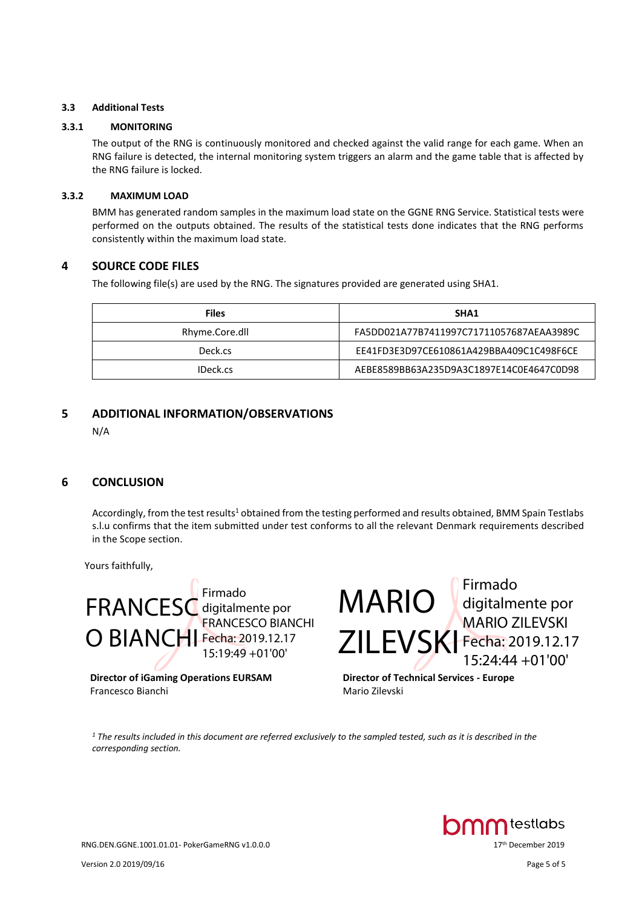### 3.3 Additional Tests

#### 3.3.1 MONITORING

The output of the RNG is continuously monitored and checked against the valid range for each game. When an RNG failure is detected, the internal monitoring system triggers an alarm and the game table that is affected by the RNG failure is locked.

#### 3.3.2 MAXIMUM LOAD

BMM has generated random samples in the maximum load state on the GGNE RNG Service. Statistical tests were performed on the outputs obtained. The results of the statistical tests done indicates that the RNG performs consistently within the maximum load state.

## 4 SOURCE CODE FILES

The following file(s) are used by the RNG. The signatures provided are generated using SHA1.

| Files | SHA1 |
| --- | --- |
| Rhyme.Core.dll | FA5DD021A77B7411997C71711057687AEAA3989C |
| Deck.cs | EE41FD3E3D97CE610861A429BBA409C1C498F6CE |
| IDeck.cs | AEBE8589BB63A235D9A3C1897E14C0E4647C0D98 |

## 5 ADDITIONAL INFORMATION/OBSERVATIONS

N/A

## 6 CONCLUSION

Accordingly, from the test results[1] obtained from the testing performed and results obtained, BMM Spain Testlabs s.l.u confirms that the item submitted under test conforms to all the relevant Denmark requirements described in the Scope section.

Yours faithfully,

FRANCESCO BIANCHI — Firmado digitalmente por FRANCESCO BIANCHI Fecha: 2019.12.17 15:19:49 +01'00'

**Director of iGaming Operations EURSAM**
Francesco Bianchi

MARIO ZILEVSKI — Firmado digitalmente por MARIO ZILEVSKI Fecha: 2019.12.17 15:24:44 +01'00'

**Director of Technical Services - Europe**
Mario Zilevski

*[1] The results included in this document are referred exclusively to the sampled tested, such as it is described in the corresponding section.*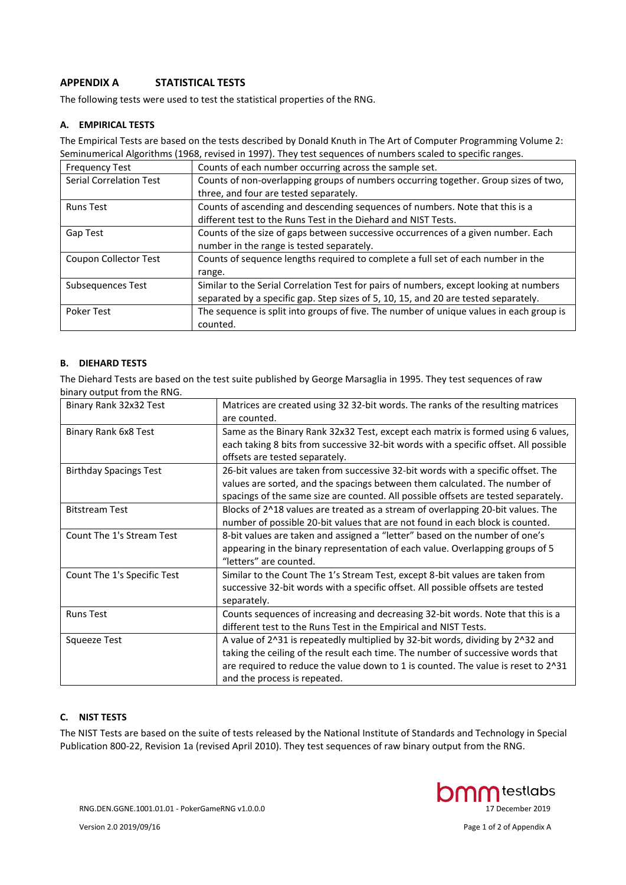## APPENDIX A STATISTICAL TESTS

The following tests were used to test the statistical properties of the RNG.

### A. EMPIRICAL TESTS

The Empirical Tests are based on the tests described by Donald Knuth in The Art of Computer Programming Volume 2: Seminumerical Algorithms (1968, revised in 1997). They test sequences of numbers scaled to specific ranges.

| Test | Description |
|---|---|
| Frequency Test | Counts of each number occurring across the sample set. |
| Serial Correlation Test | Counts of non-overlapping groups of numbers occurring together. Group sizes of two, three, and four are tested separately. |
| Runs Test | Counts of ascending and descending sequences of numbers. Note that this is a different test to the Runs Test in the Diehard and NIST Tests. |
| Gap Test | Counts of the size of gaps between successive occurrences of a given number. Each number in the range is tested separately. |
| Coupon Collector Test | Counts of sequence lengths required to complete a full set of each number in the range. |
| Subsequences Test | Similar to the Serial Correlation Test for pairs of numbers, except looking at numbers separated by a specific gap. Step sizes of 5, 10, 15, and 20 are tested separately. |
| Poker Test | The sequence is split into groups of five. The number of unique values in each group is counted. |

### B. DIEHARD TESTS

The Diehard Tests are based on the test suite published by George Marsaglia in 1995. They test sequences of raw binary output from the RNG.

| Test | Description |
|---|---|
| Binary Rank 32x32 Test | Matrices are created using 32 32-bit words. The ranks of the resulting matrices are counted. |
| Binary Rank 6x8 Test | Same as the Binary Rank 32x32 Test, except each matrix is formed using 6 values, each taking 8 bits from successive 32-bit words with a specific offset. All possible offsets are tested separately. |
| Birthday Spacings Test | 26-bit values are taken from successive 32-bit words with a specific offset. The values are sorted, and the spacings between them calculated. The number of spacings of the same size are counted. All possible offsets are tested separately. |
| Bitstream Test | Blocks of 2^18 values are treated as a stream of overlapping 20-bit values. The number of possible 20-bit values that are not found in each block is counted. |
| Count The 1's Stream Test | 8-bit values are taken and assigned a "letter" based on the number of one's appearing in the binary representation of each value. Overlapping groups of 5 "letters" are counted. |
| Count The 1's Specific Test | Similar to the Count The 1's Stream Test, except 8-bit values are taken from successive 32-bit words with a specific offset. All possible offsets are tested separately. |
| Runs Test | Counts sequences of increasing and decreasing 32-bit words. Note that this is a different test to the Runs Test in the Empirical and NIST Tests. |
| Squeeze Test | A value of 2^31 is repeatedly multiplied by 32-bit words, dividing by 2^32 and taking the ceiling of the result each time. The number of successive words that are required to reduce the value down to 1 is counted. The value is reset to 2^31 and the process is repeated. |

### C. NIST TESTS

The NIST Tests are based on the suite of tests released by the National Institute of Standards and Technology in Special Publication 800-22, Revision 1a (revised April 2010). They test sequences of raw binary output from the RNG.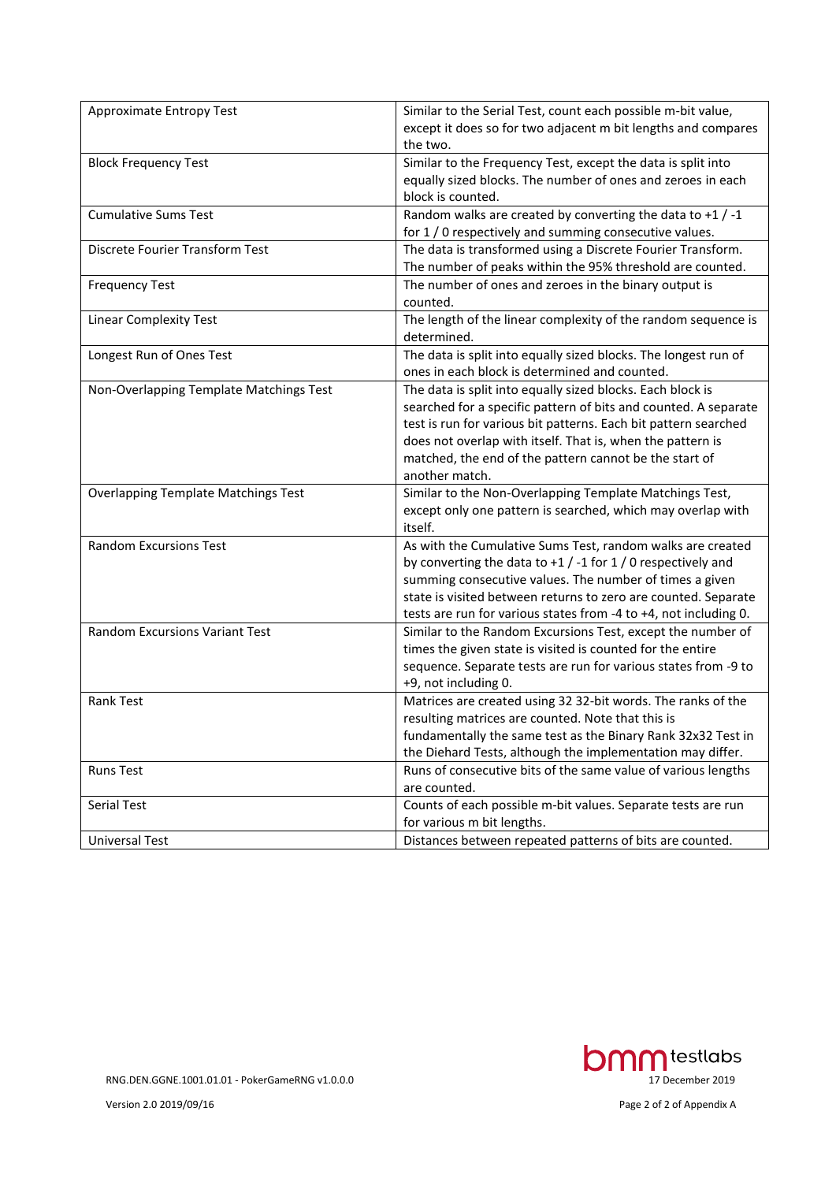| | |
|---|---|
| Approximate Entropy Test | Similar to the Serial Test, count each possible m-bit value, except it does so for two adjacent m bit lengths and compares the two. |
| Block Frequency Test | Similar to the Frequency Test, except the data is split into equally sized blocks. The number of ones and zeroes in each block is counted. |
| Cumulative Sums Test | Random walks are created by converting the data to +1 / -1 for 1 / 0 respectively and summing consecutive values. |
| Discrete Fourier Transform Test | The data is transformed using a Discrete Fourier Transform. The number of peaks within the 95% threshold are counted. |
| Frequency Test | The number of ones and zeroes in the binary output is counted. |
| Linear Complexity Test | The length of the linear complexity of the random sequence is determined. |
| Longest Run of Ones Test | The data is split into equally sized blocks. The longest run of ones in each block is determined and counted. |
| Non-Overlapping Template Matchings Test | The data is split into equally sized blocks. Each block is searched for a specific pattern of bits and counted. A separate test is run for various bit patterns. Each bit pattern searched does not overlap with itself. That is, when the pattern is matched, the end of the pattern cannot be the start of another match. |
| Overlapping Template Matchings Test | Similar to the Non-Overlapping Template Matchings Test, except only one pattern is searched, which may overlap with itself. |
| Random Excursions Test | As with the Cumulative Sums Test, random walks are created by converting the data to +1 / -1 for 1 / 0 respectively and summing consecutive values. The number of times a given state is visited between returns to zero are counted. Separate tests are run for various states from -4 to +4, not including 0. |
| Random Excursions Variant Test | Similar to the Random Excursions Test, except the number of times the given state is visited is counted for the entire sequence. Separate tests are run for various states from -9 to +9, not including 0. |
| Rank Test | Matrices are created using 32 32-bit words. The ranks of the resulting matrices are counted. Note that this is fundamentally the same test as the Binary Rank 32x32 Test in the Diehard Tests, although the implementation may differ. |
| Runs Test | Runs of consecutive bits of the same value of various lengths are counted. |
| Serial Test | Counts of each possible m-bit values. Separate tests are run for various m bit lengths. |
| Universal Test | Distances between repeated patterns of bits are counted. |